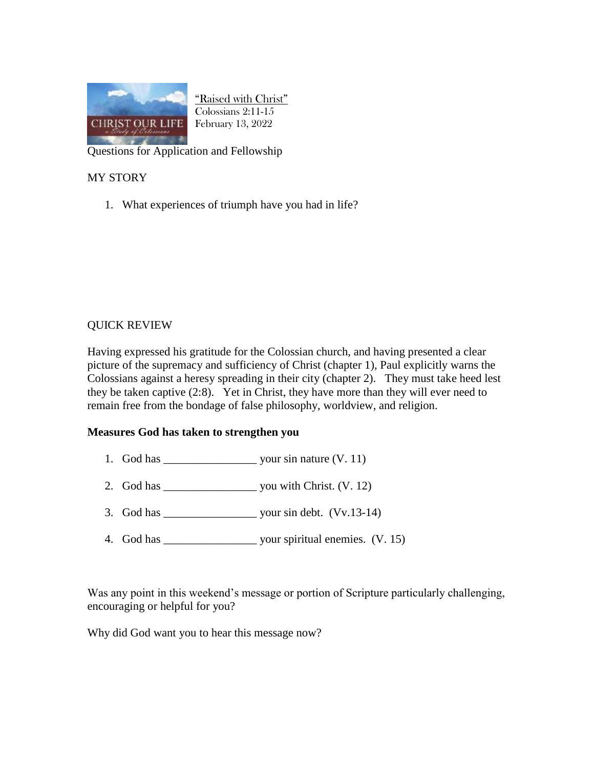"Raised with Christ"
Colossians 2:11-15
February 13, 2022

Questions for Application and Fellowship

MY STORY

1. What experiences of triumph have you had in life?

QUICK REVIEW

Having expressed his gratitude for the Colossian church, and having presented a clear picture of the supremacy and sufficiency of Christ (chapter 1), Paul explicitly warns the Colossians against a heresy spreading in their city (chapter 2). They must take heed lest they be taken captive (2:8). Yet in Christ, they have more than they will ever need to remain free from the bondage of false philosophy, worldview, and religion.

**Measures God has taken to strengthen you**

1. God has ________________ your sin nature (V. 11)
2. God has ________________ you with Christ. (V. 12)
3. God has ________________ your sin debt. (Vv.13-14)
4. God has ________________ your spiritual enemies. (V. 15)

Was any point in this weekend's message or portion of Scripture particularly challenging, encouraging or helpful for you?

Why did God want you to hear this message now?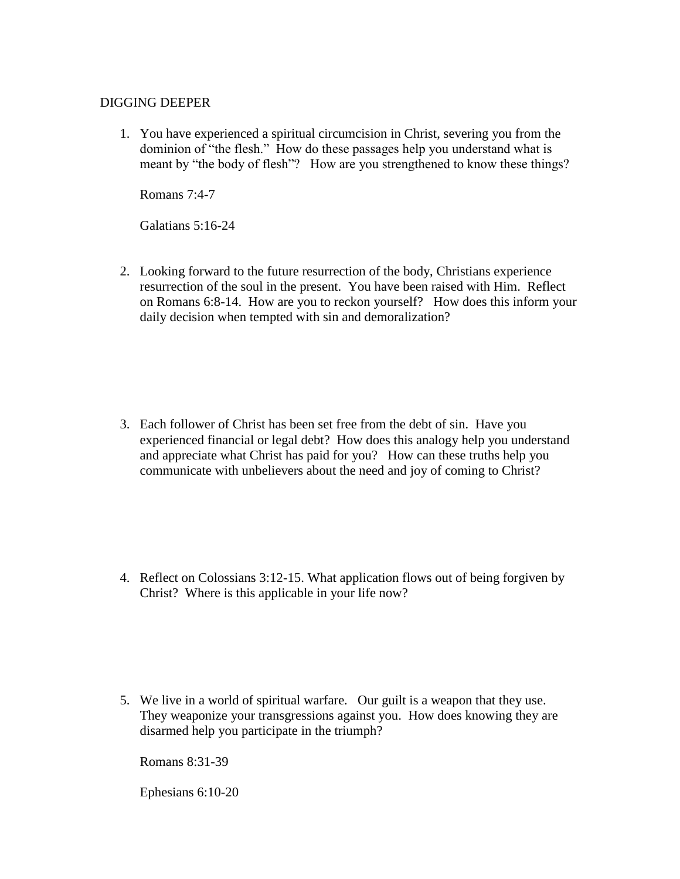DIGGING DEEPER

1. You have experienced a spiritual circumcision in Christ, severing you from the dominion of "the flesh." How do these passages help you understand what is meant by "the body of flesh"? How are you strengthened to know these things?

   Romans 7:4-7

   Galatians 5:16-24

2. Looking forward to the future resurrection of the body, Christians experience resurrection of the soul in the present. You have been raised with Him. Reflect on Romans 6:8-14. How are you to reckon yourself? How does this inform your daily decision when tempted with sin and demoralization?

3. Each follower of Christ has been set free from the debt of sin. Have you experienced financial or legal debt? How does this analogy help you understand and appreciate what Christ has paid for you? How can these truths help you communicate with unbelievers about the need and joy of coming to Christ?

4. Reflect on Colossians 3:12-15. What application flows out of being forgiven by Christ? Where is this applicable in your life now?

5. We live in a world of spiritual warfare. Our guilt is a weapon that they use. They weaponize your transgressions against you. How does knowing they are disarmed help you participate in the triumph?

   Romans 8:31-39

   Ephesians 6:10-20